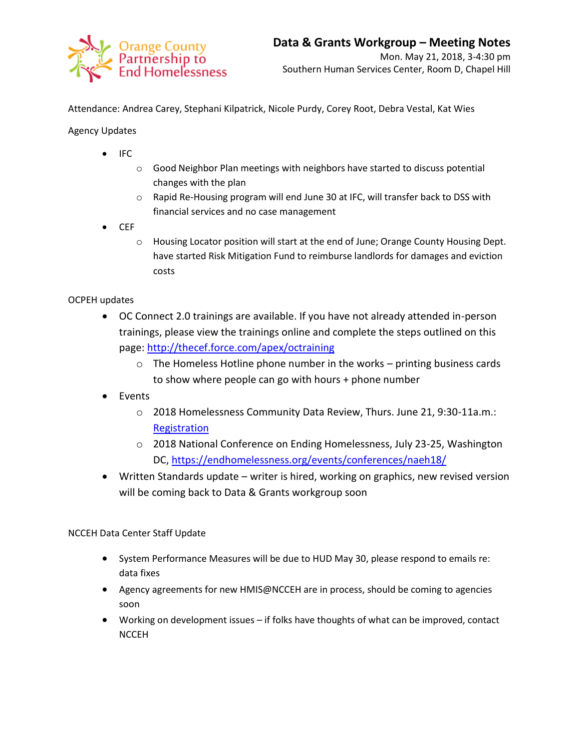Orange County Partnership to End Homelessness

# Data & Grants Workgroup – Meeting Notes

Mon. May 21, 2018, 3-4:30 pm
Southern Human Services Center, Room D, Chapel Hill

Attendance: Andrea Carey, Stephani Kilpatrick, Nicole Purdy, Corey Root, Debra Vestal, Kat Wies

Agency Updates

- IFC
  - Good Neighbor Plan meetings with neighbors have started to discuss potential changes with the plan
  - Rapid Re-Housing program will end June 30 at IFC, will transfer back to DSS with financial services and no case management
- CEF
  - Housing Locator position will start at the end of June; Orange County Housing Dept. have started Risk Mitigation Fund to reimburse landlords for damages and eviction costs

OCPEH updates

- OC Connect 2.0 trainings are available. If you have not already attended in-person trainings, please view the trainings online and complete the steps outlined on this page: [http://thecef.force.com/apex/octraining](http://thecef.force.com/apex/octraining)
  - The Homeless Hotline phone number in the works – printing business cards to show where people can go with hours + phone number
- Events
  - 2018 Homelessness Community Data Review, Thurs. June 21, 9:30-11a.m.: Registration
  - 2018 National Conference on Ending Homelessness, July 23-25, Washington DC, [https://endhomelessness.org/events/conferences/naeh18/](https://endhomelessness.org/events/conferences/naeh18/)
- Written Standards update – writer is hired, working on graphics, new revised version will be coming back to Data & Grants workgroup soon

NCCEH Data Center Staff Update

- System Performance Measures will be due to HUD May 30, please respond to emails re: data fixes
- Agency agreements for new HMIS@NCCEH are in process, should be coming to agencies soon
- Working on development issues – if folks have thoughts of what can be improved, contact NCCEH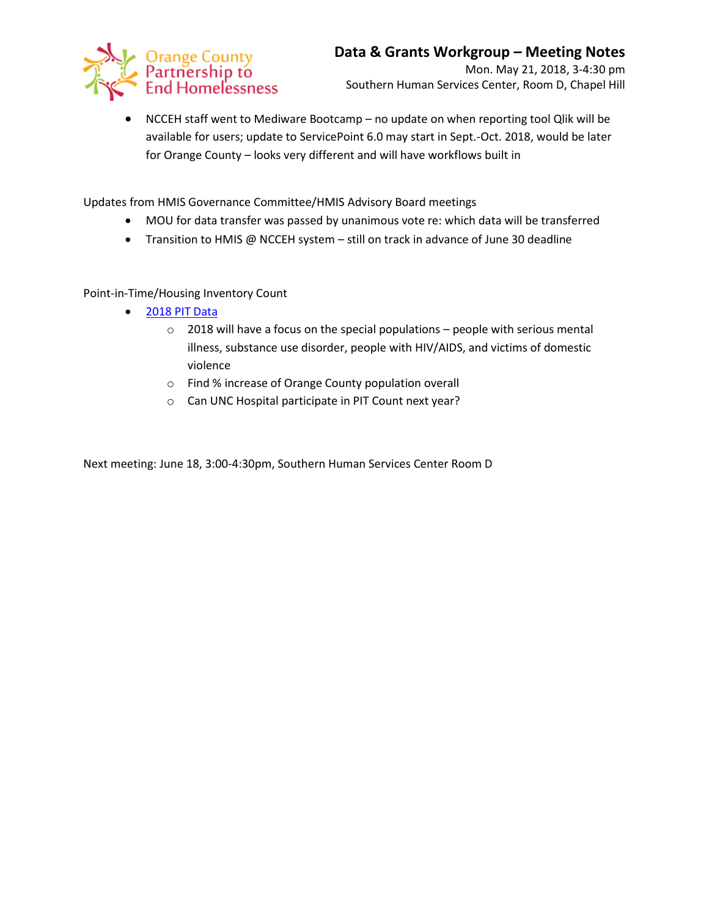- NCCEH staff went to Mediware Bootcamp – no update on when reporting tool Qlik will be available for users; update to ServicePoint 6.0 may start in Sept.-Oct. 2018, would be later for Orange County – looks very different and will have workflows built in

Updates from HMIS Governance Committee/HMIS Advisory Board meetings

- MOU for data transfer was passed by unanimous vote re: which data will be transferred
- Transition to HMIS @ NCCEH system – still on track in advance of June 30 deadline

Point-in-Time/Housing Inventory Count

- 2018 PIT Data
  - 2018 will have a focus on the special populations – people with serious mental illness, substance use disorder, people with HIV/AIDS, and victims of domestic violence
  - Find % increase of Orange County population overall
  - Can UNC Hospital participate in PIT Count next year?

Next meeting: June 18, 3:00-4:30pm, Southern Human Services Center Room D